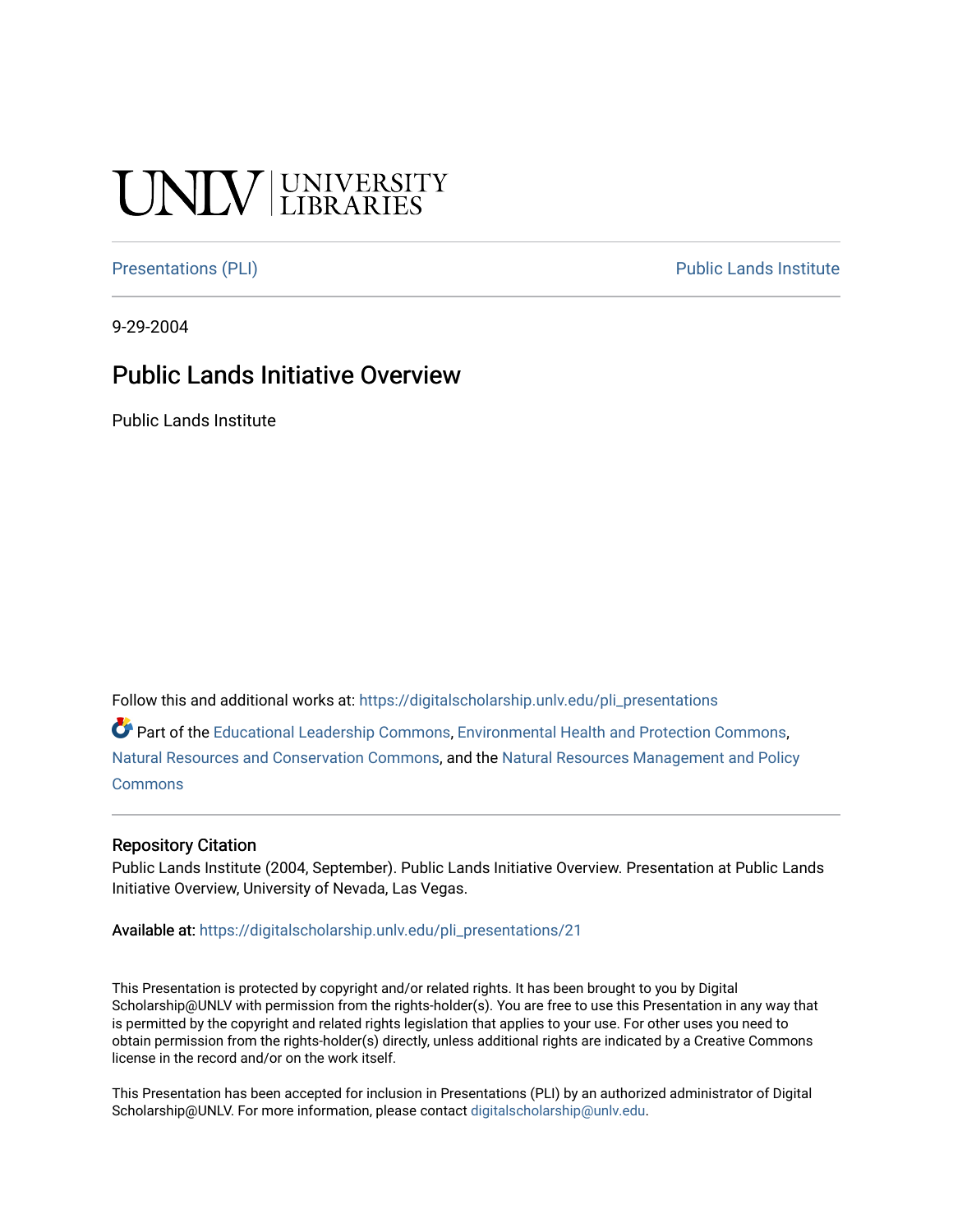UNLV | UNIVERSITY LIBRARIES

Presentations (PLI) | Public Lands Institute

9-29-2004

# Public Lands Initiative Overview

Public Lands Institute

Follow this and additional works at: https://digitalscholarship.unlv.edu/pli_presentations

Part of the Educational Leadership Commons, Environmental Health and Protection Commons, Natural Resources and Conservation Commons, and the Natural Resources Management and Policy Commons

## Repository Citation

Public Lands Institute (2004, September). Public Lands Initiative Overview. Presentation at Public Lands Initiative Overview, University of Nevada, Las Vegas.

Available at: https://digitalscholarship.unlv.edu/pli_presentations/21

This Presentation is protected by copyright and/or related rights. It has been brought to you by Digital Scholarship@UNLV with permission from the rights-holder(s). You are free to use this Presentation in any way that is permitted by the copyright and related rights legislation that applies to your use. For other uses you need to obtain permission from the rights-holder(s) directly, unless additional rights are indicated by a Creative Commons license in the record and/or on the work itself.

This Presentation has been accepted for inclusion in Presentations (PLI) by an authorized administrator of Digital Scholarship@UNLV. For more information, please contact digitalscholarship@unlv.edu.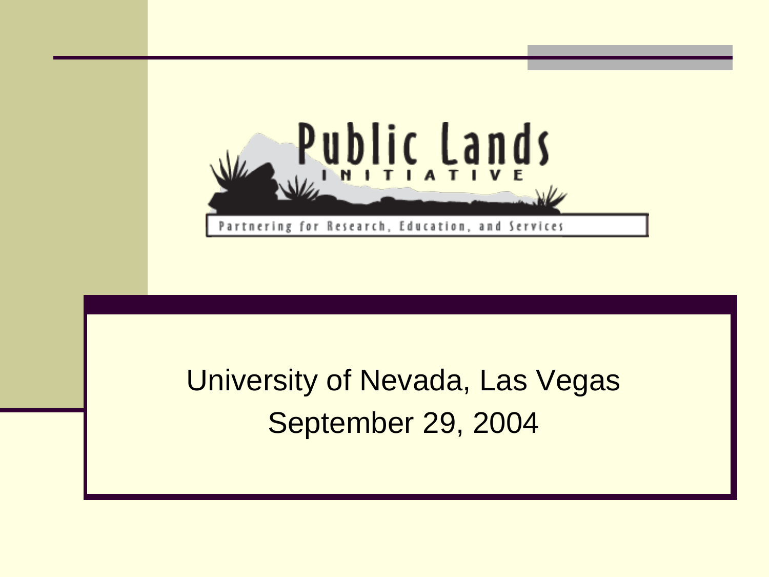# Public Lands Initiative

Partnering for Research, Education, and Services

University of Nevada, Las Vegas

September 29, 2004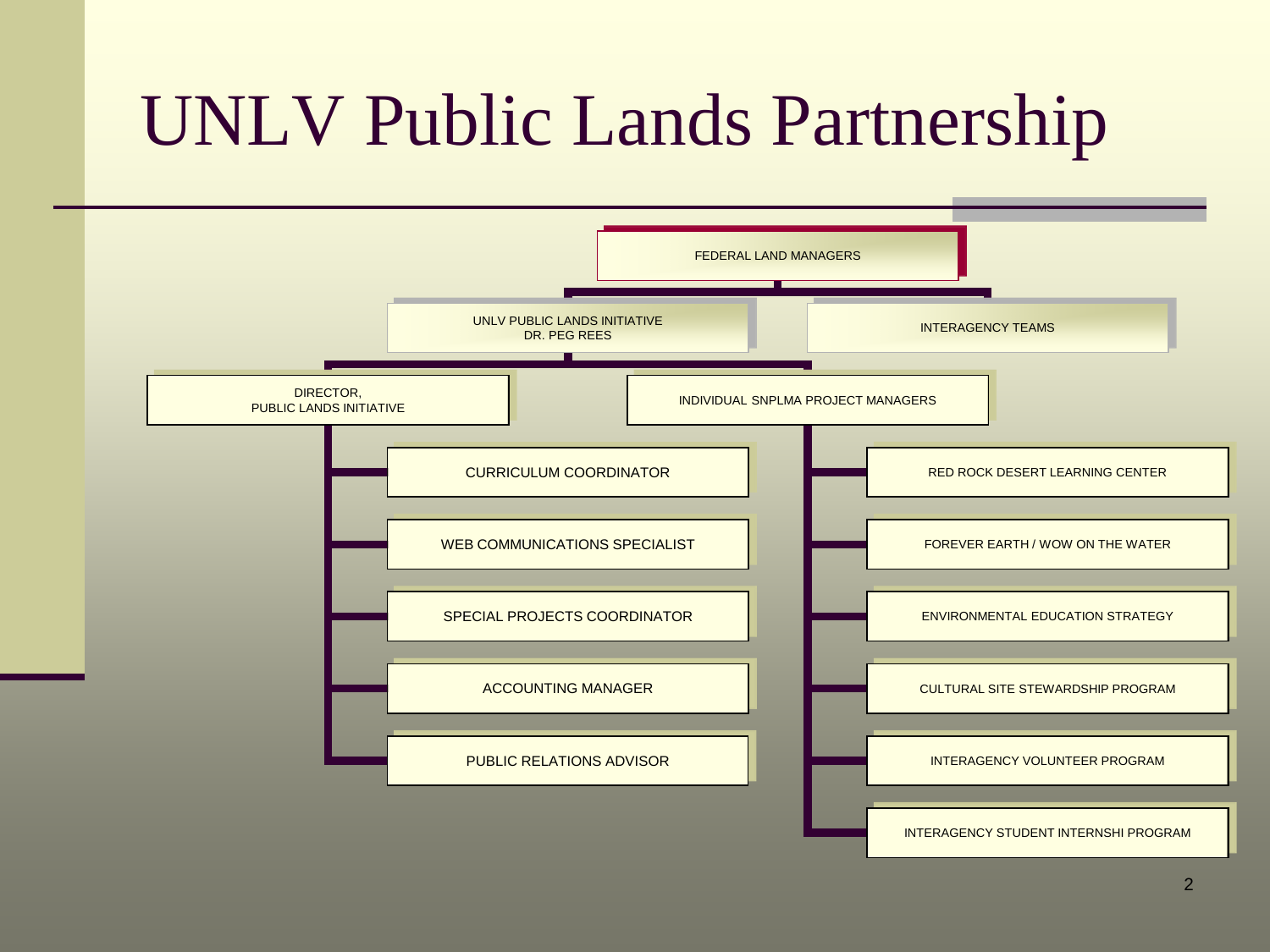# UNLV Public Lands Partnership

- FEDERAL LAND MANAGERS
  - UNLV PUBLIC LANDS INITIATIVE
    DR. PEG REES
    - DIRECTOR,
      PUBLIC LANDS INITIATIVE
      - CURRICULUM COORDINATOR
      - WEB COMMUNICATIONS SPECIALIST
      - SPECIAL PROJECTS COORDINATOR
      - ACCOUNTING MANAGER
      - PUBLIC RELATIONS ADVISOR
    - INDIVIDUAL SNPLMA PROJECT MANAGERS
      - RED ROCK DESERT LEARNING CENTER
      - FOREVER EARTH / WOW ON THE WATER
      - ENVIRONMENTAL EDUCATION STRATEGY
      - CULTURAL SITE STEWARDSHIP PROGRAM
      - INTERAGENCY VOLUNTEER PROGRAM
      - INTERAGENCY STUDENT INTERNSHI PROGRAM
  - INTERAGENCY TEAMS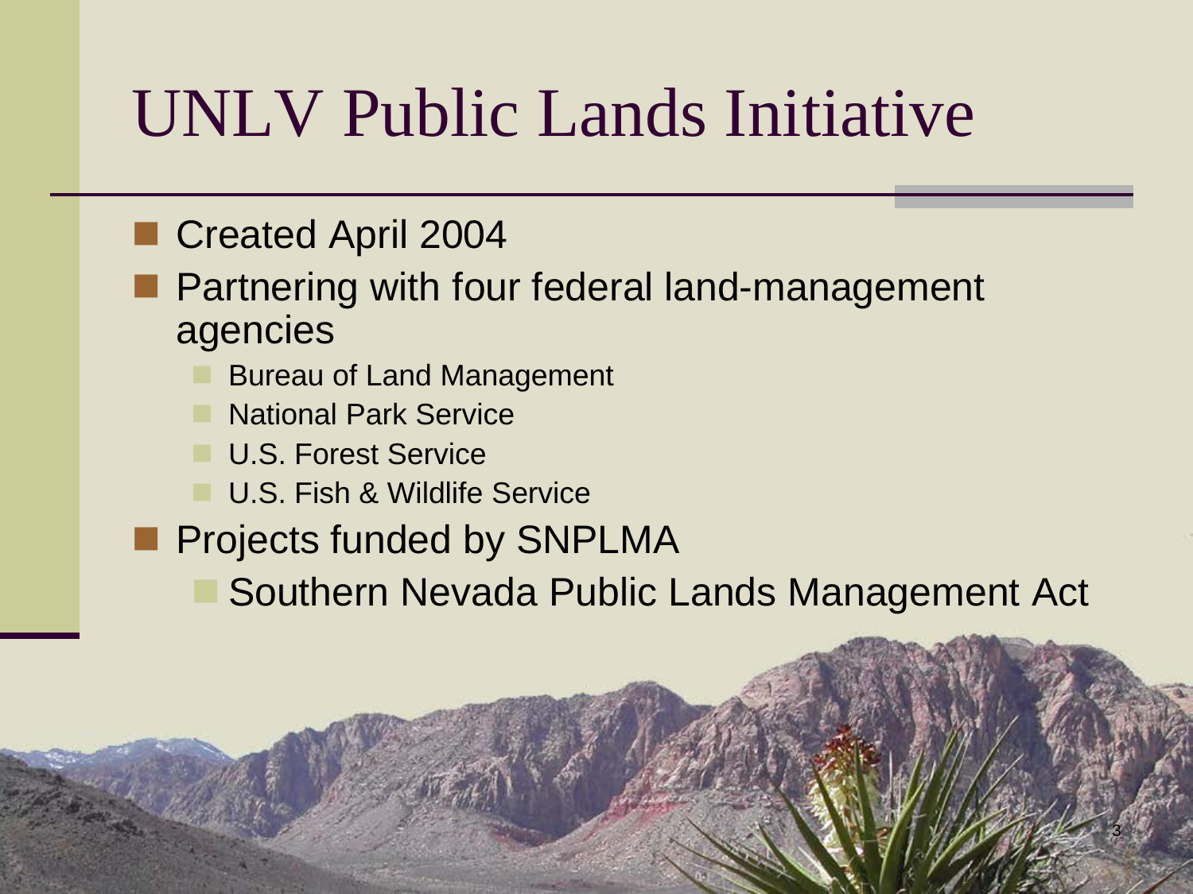# UNLV Public Lands Initiative

- Created April 2004
- Partnering with four federal land-management agencies
  - Bureau of Land Management
  - National Park Service
  - U.S. Forest Service
  - U.S. Fish & Wildlife Service
- Projects funded by SNPLMA
  - Southern Nevada Public Lands Management Act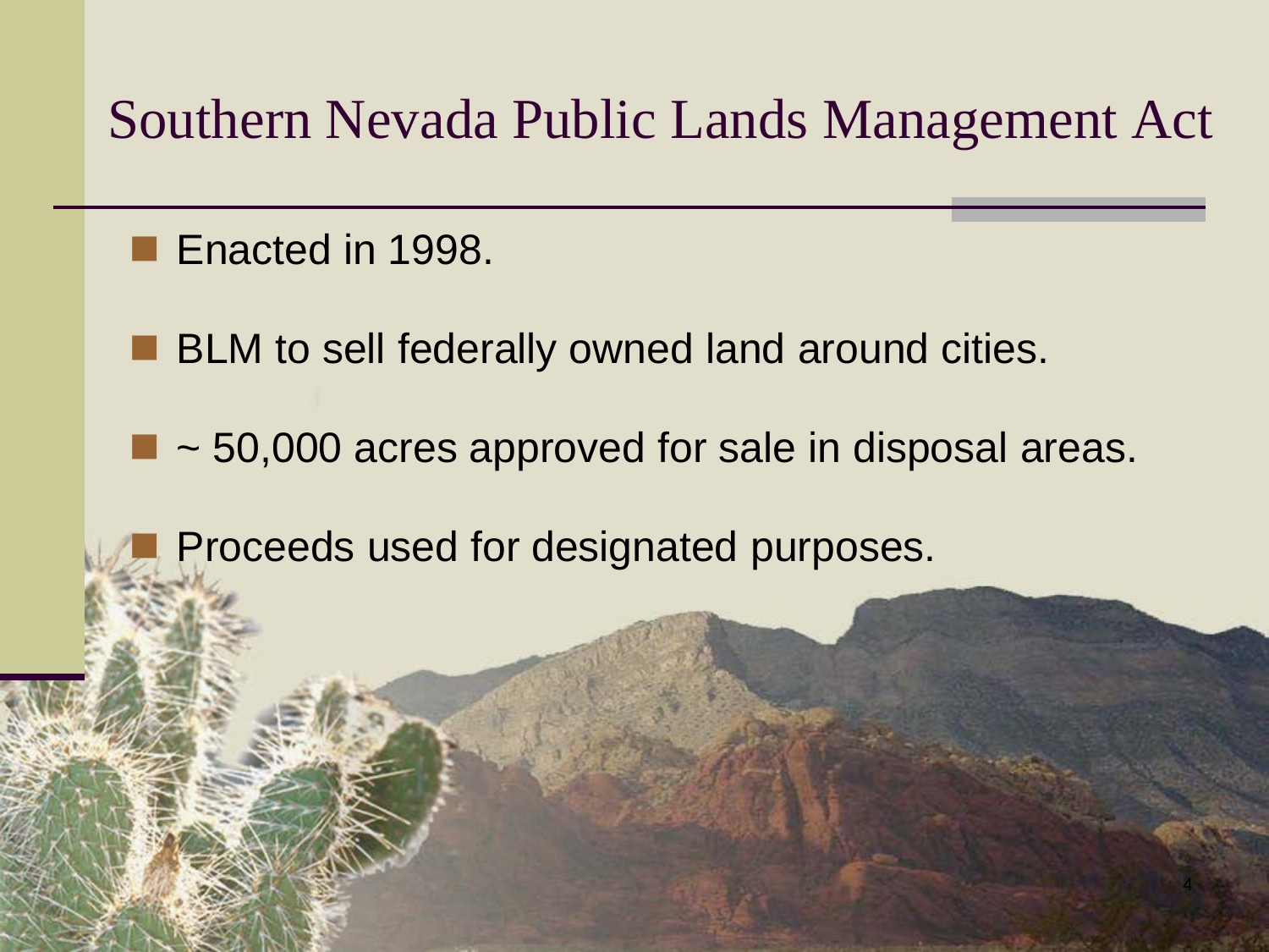# Southern Nevada Public Lands Management Act

- Enacted in 1998.
- BLM to sell federally owned land around cities.
- ~ 50,000 acres approved for sale in disposal areas.
- Proceeds used for designated purposes.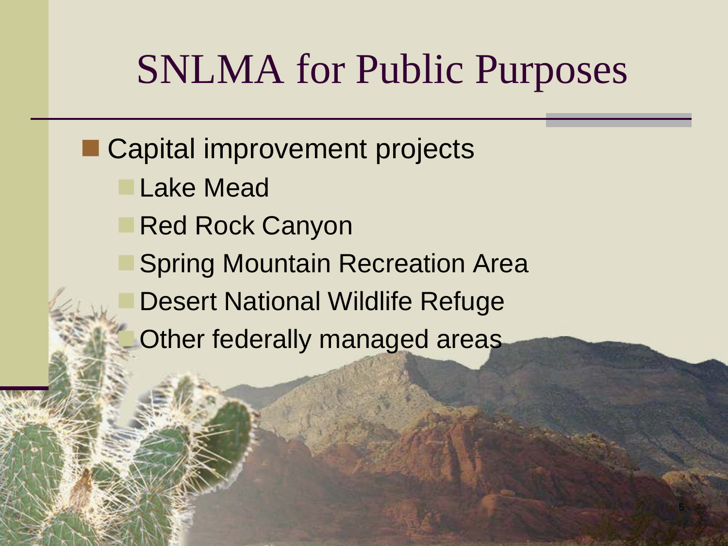# SNLMA for Public Purposes

- Capital improvement projects
  - Lake Mead
  - Red Rock Canyon
  - Spring Mountain Recreation Area
  - Desert National Wildlife Refuge
  - Other federally managed areas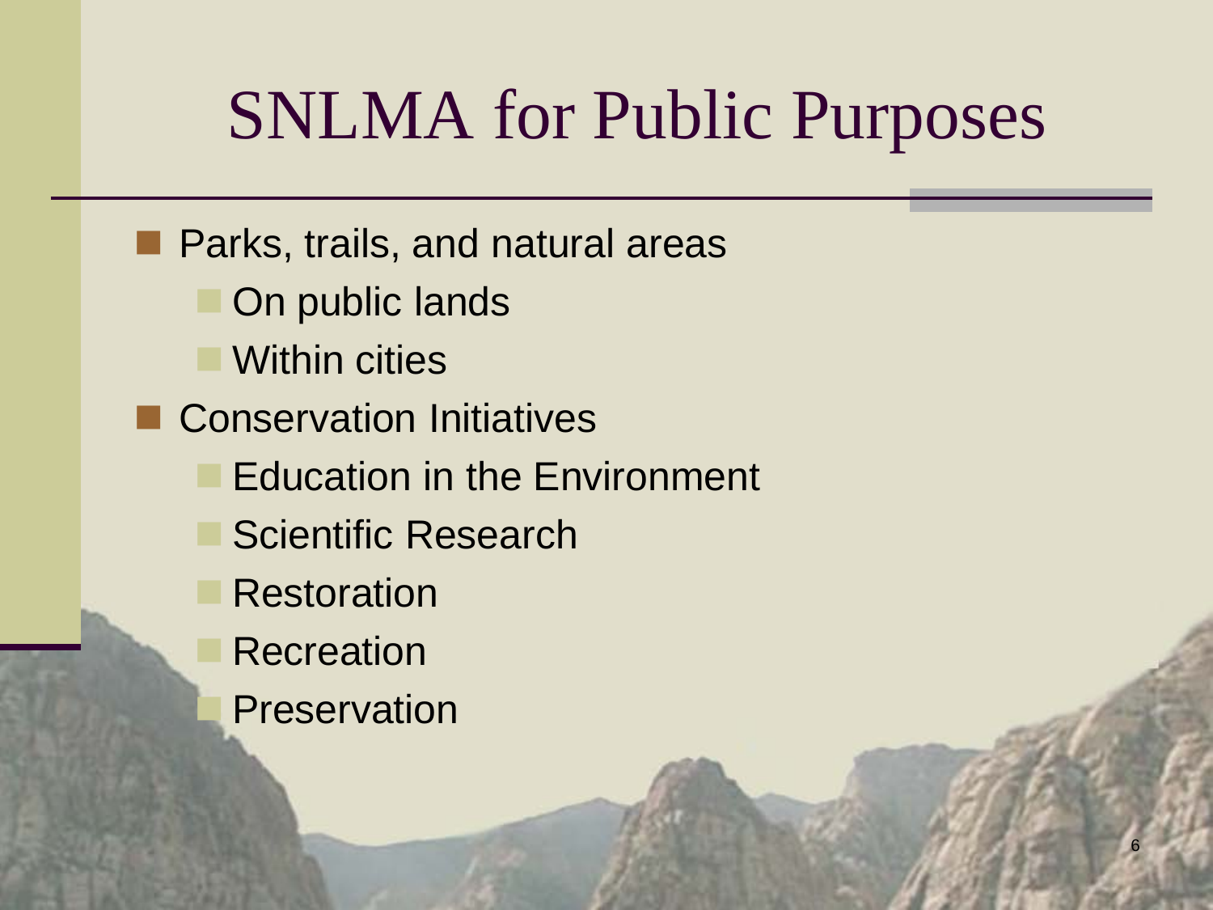# SNLMA for Public Purposes

- Parks, trails, and natural areas
  - On public lands
  - Within cities
- Conservation Initiatives
  - Education in the Environment
  - Scientific Research
  - Restoration
  - Recreation
  - Preservation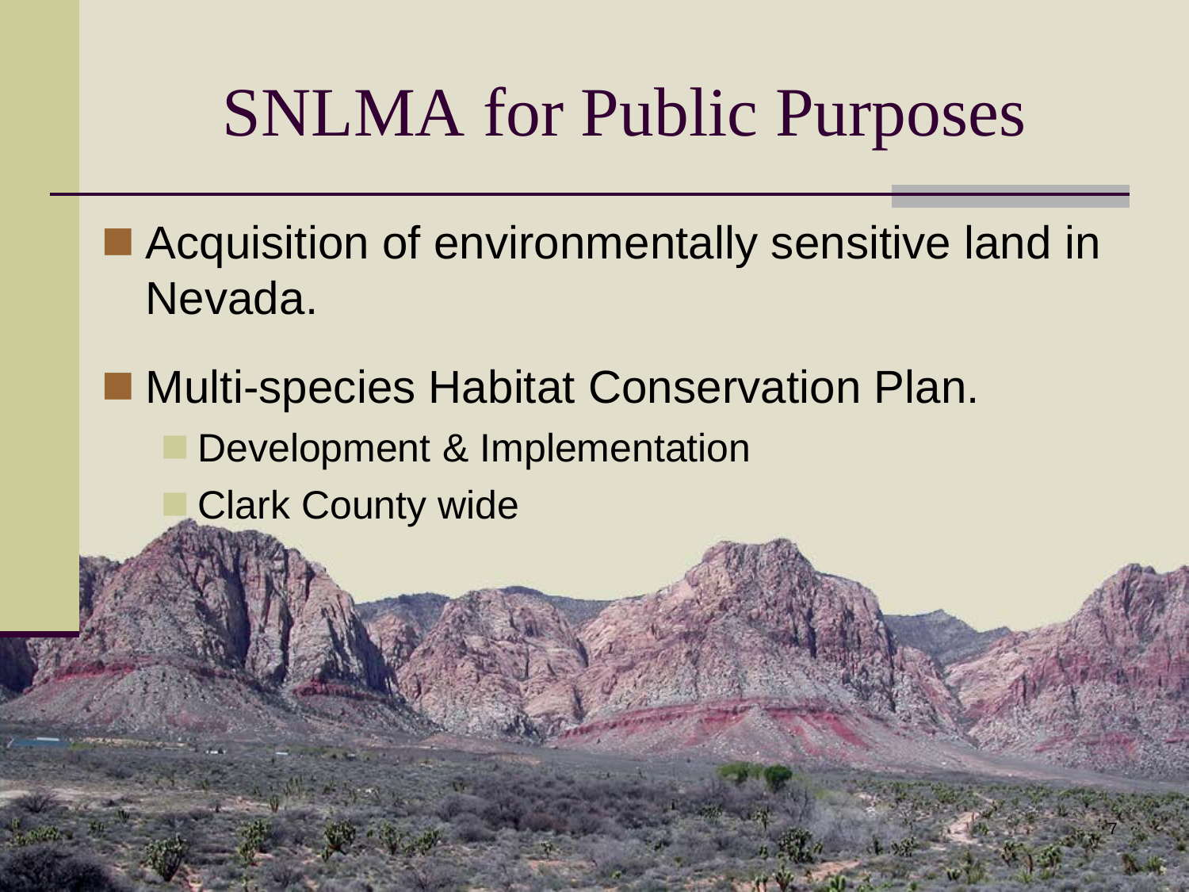# SNLMA for Public Purposes

- Acquisition of environmentally sensitive land in Nevada.
- Multi-species Habitat Conservation Plan.
  - Development & Implementation
  - Clark County wide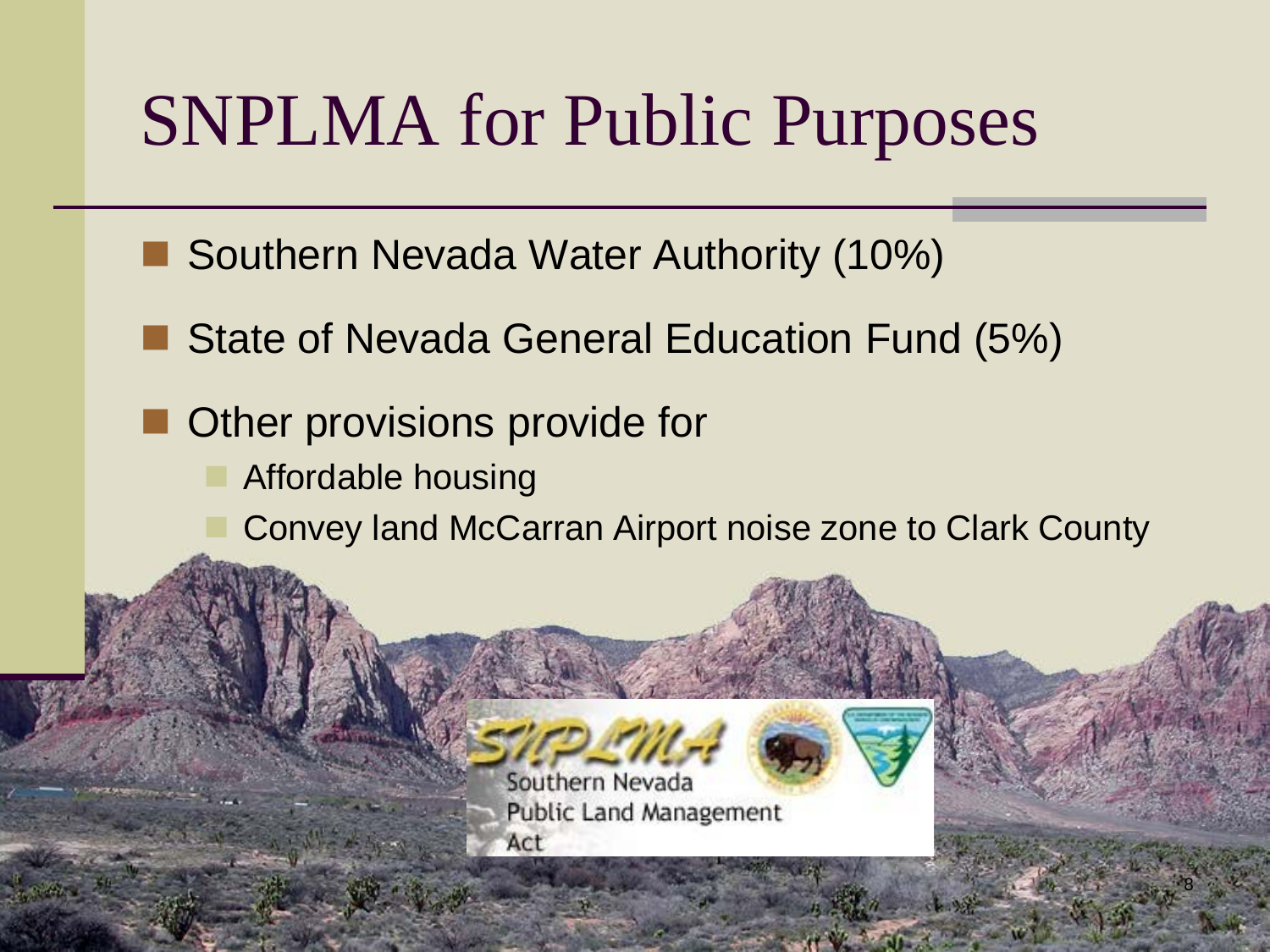# SNPLMA for Public Purposes

- Southern Nevada Water Authority (10%)
- State of Nevada General Education Fund (5%)
- Other provisions provide for
  - Affordable housing
  - Convey land McCarran Airport noise zone to Clark County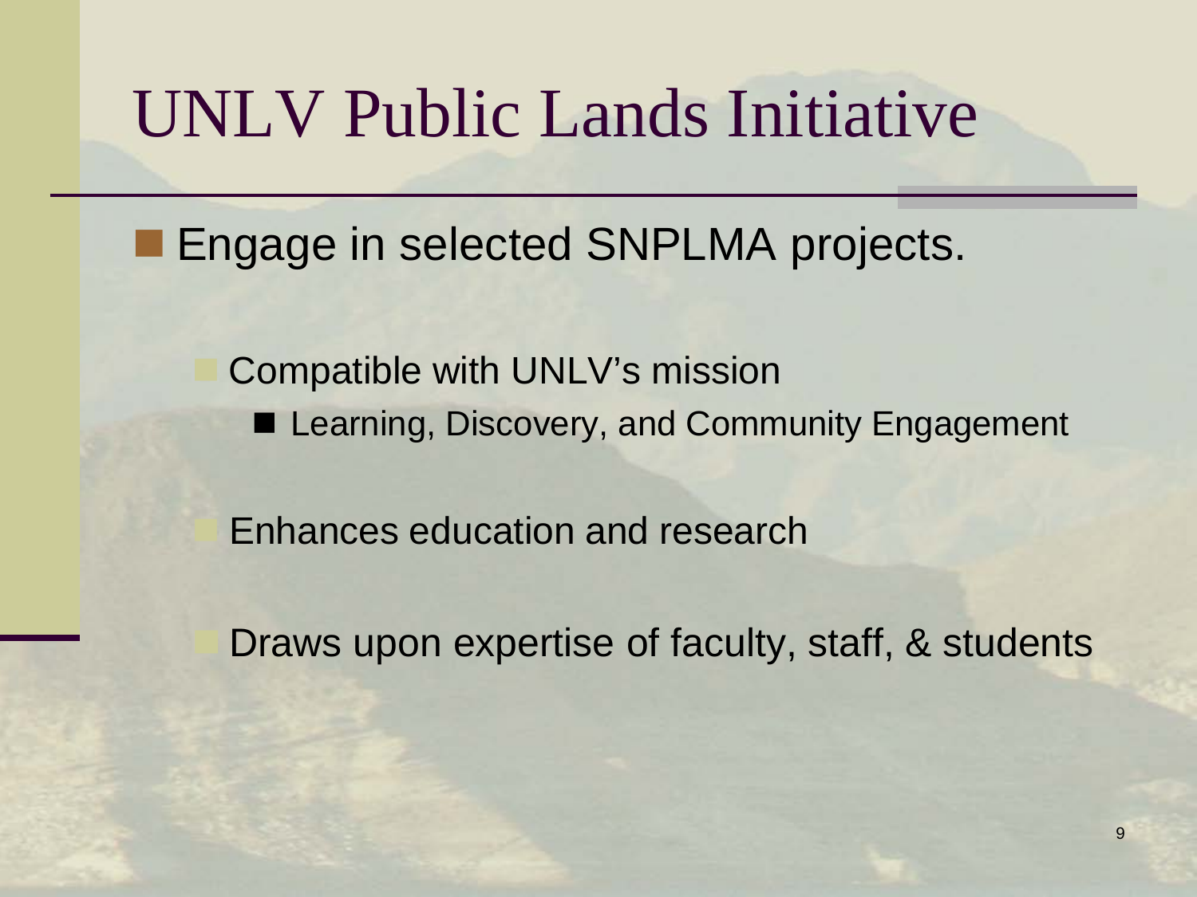# UNLV Public Lands Initiative

- Engage in selected SNPLMA projects.
  - Compatible with UNLV's mission
    - Learning, Discovery, and Community Engagement
  - Enhances education and research
  - Draws upon expertise of faculty, staff, & students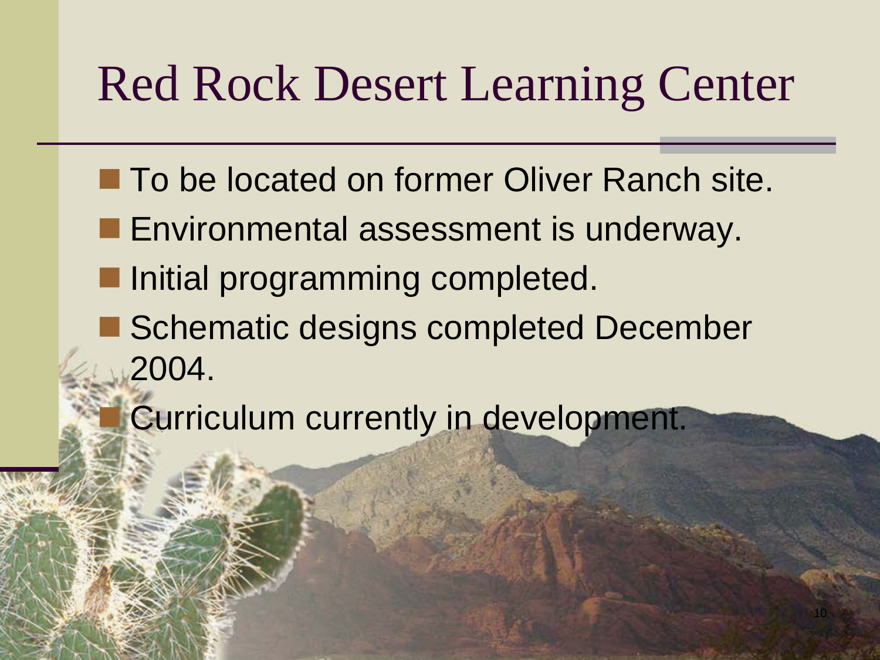# Red Rock Desert Learning Center

- To be located on former Oliver Ranch site.
- Environmental assessment is underway.
- Initial programming completed.
- Schematic designs completed December 2004.
- Curriculum currently in development.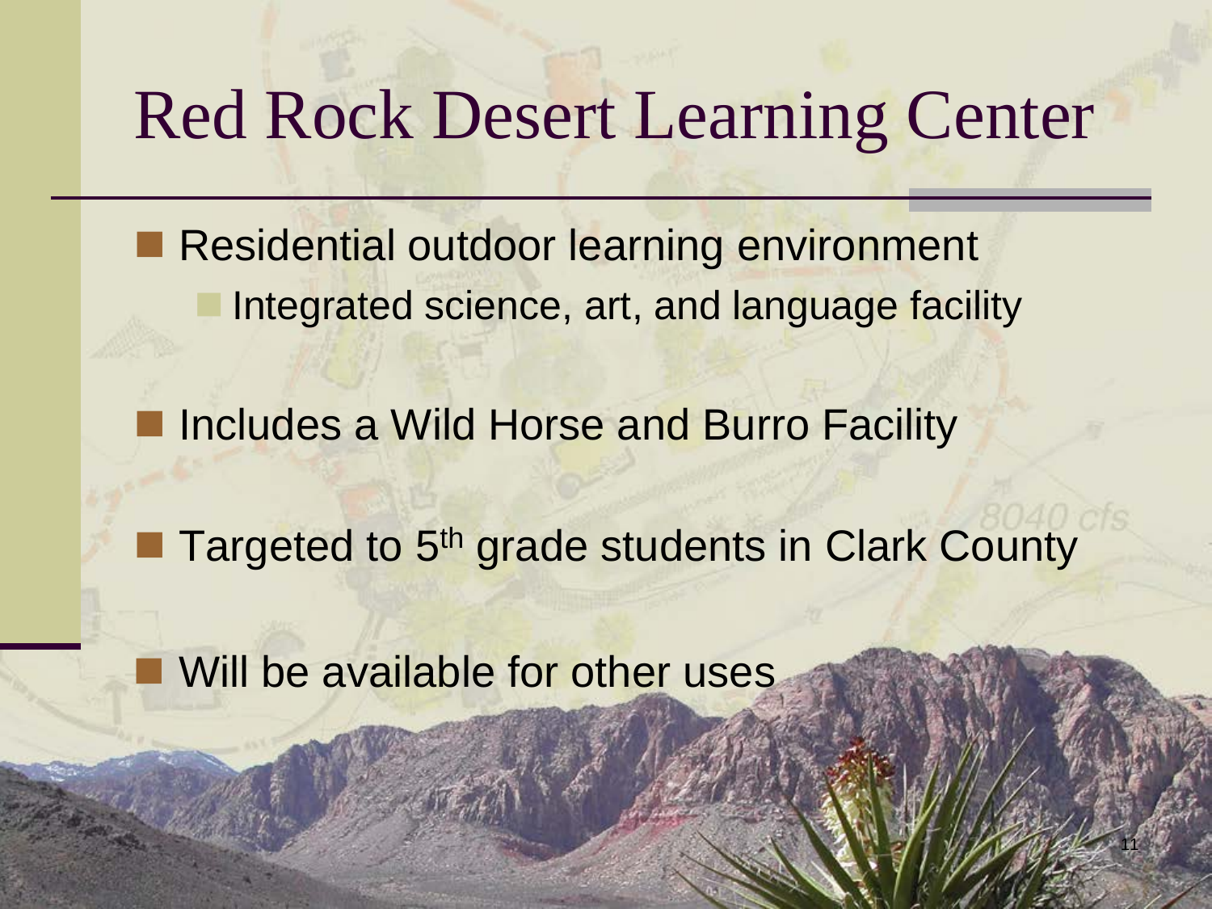# Red Rock Desert Learning Center

- Residential outdoor learning environment
  - Integrated science, art, and language facility
- Includes a Wild Horse and Burro Facility
- Targeted to 5th grade students in Clark County
- Will be available for other uses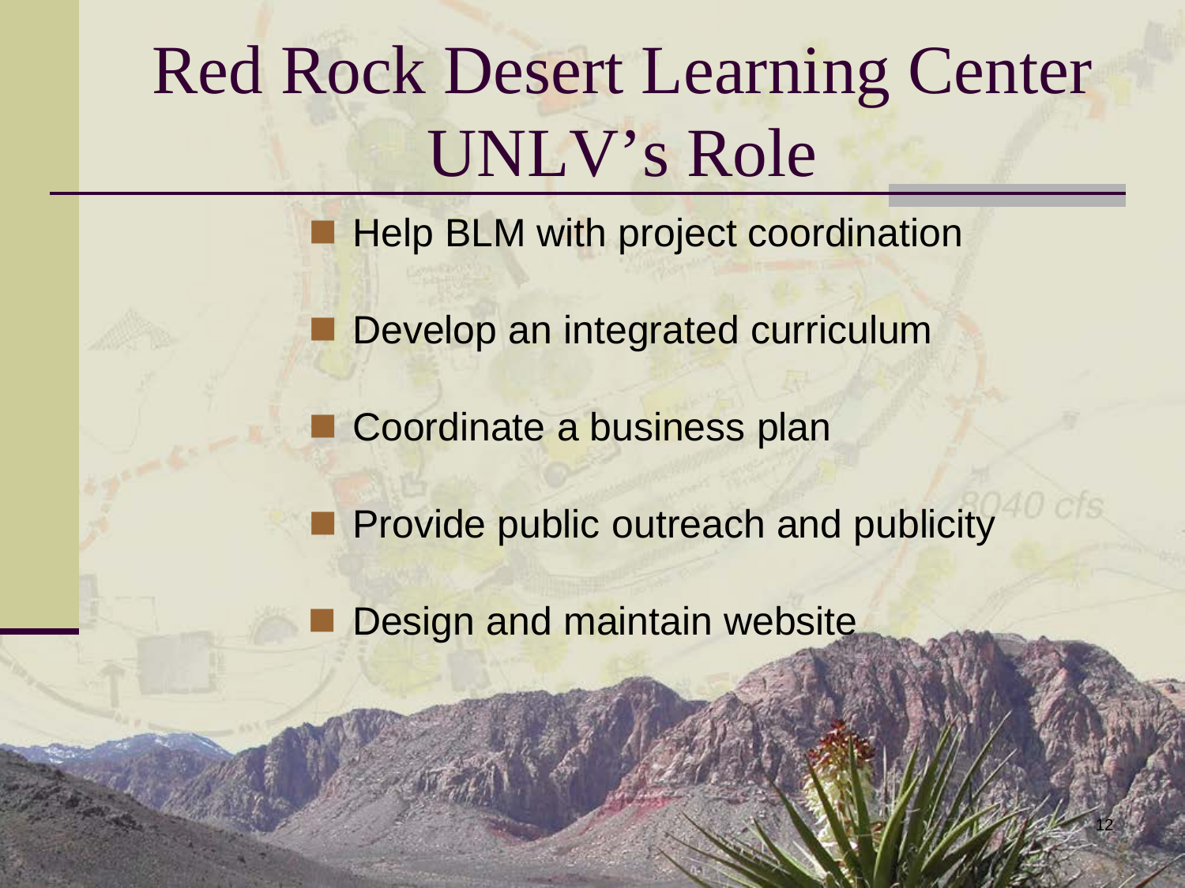# Red Rock Desert Learning Center UNLV's Role

- Help BLM with project coordination
- Develop an integrated curriculum
- Coordinate a business plan
- Provide public outreach and publicity
- Design and maintain website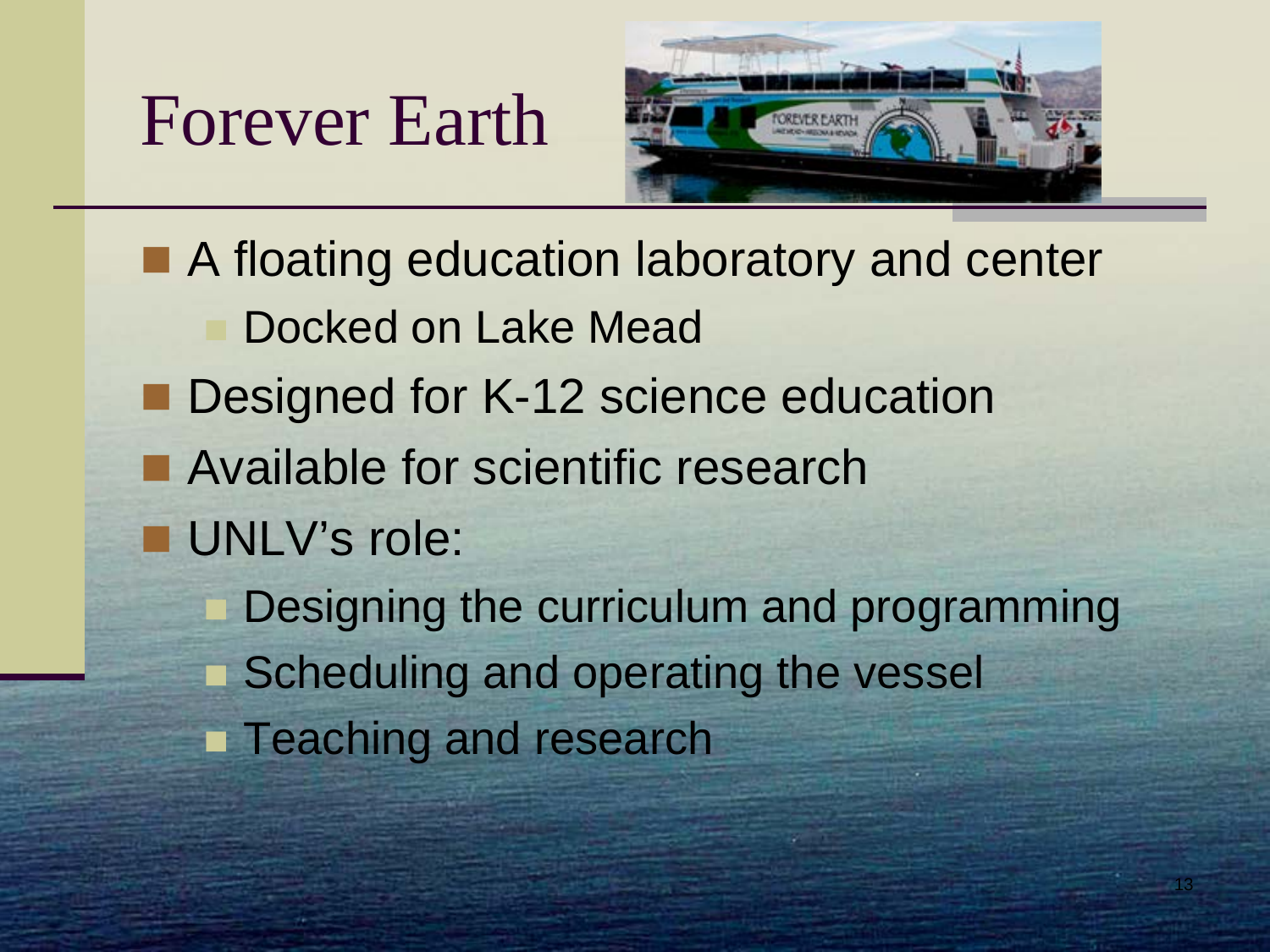# Forever Earth

- A floating education laboratory and center
  - Docked on Lake Mead
- Designed for K-12 science education
- Available for scientific research
- UNLV's role:
  - Designing the curriculum and programming
  - Scheduling and operating the vessel
  - Teaching and research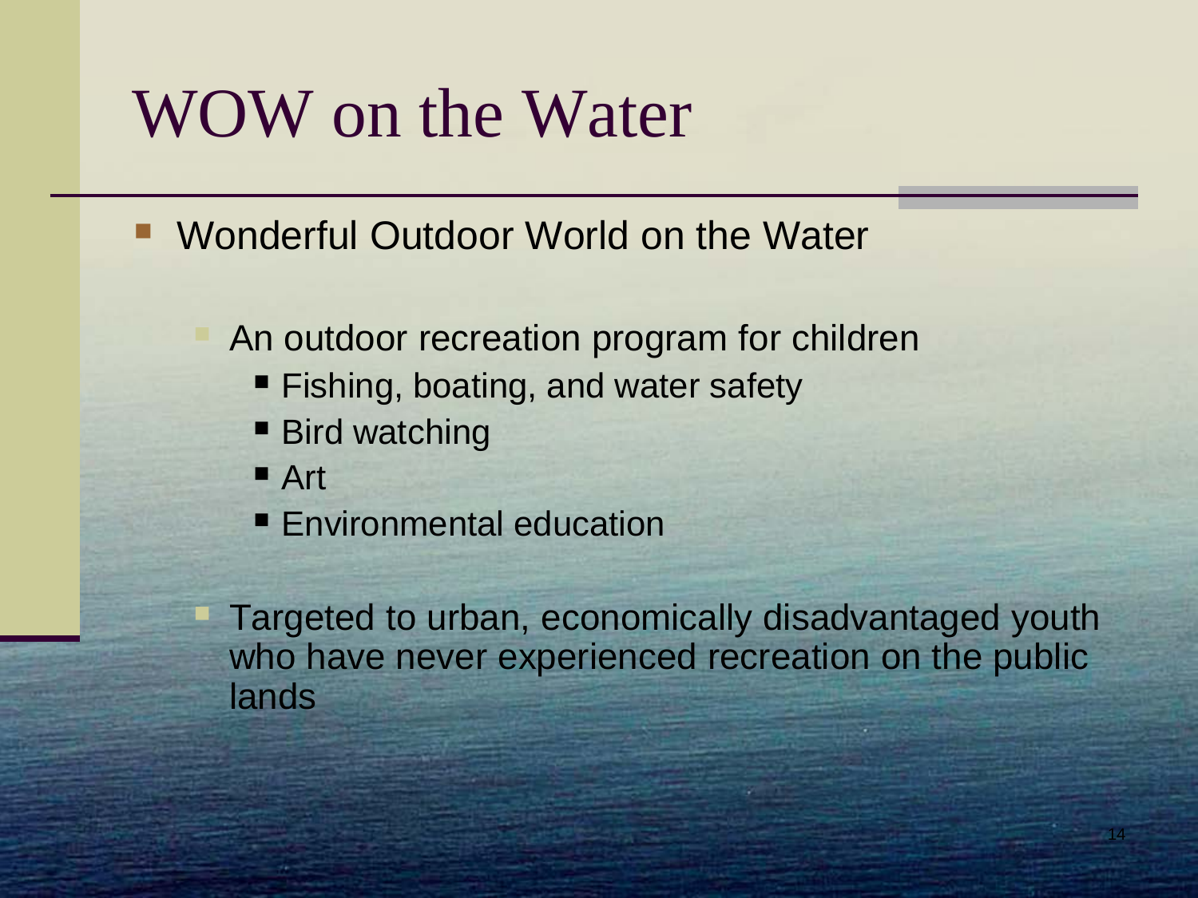# WOW on the Water

- Wonderful Outdoor World on the Water
  - An outdoor recreation program for children
    - Fishing, boating, and water safety
    - Bird watching
    - Art
    - Environmental education
  - Targeted to urban, economically disadvantaged youth who have never experienced recreation on the public lands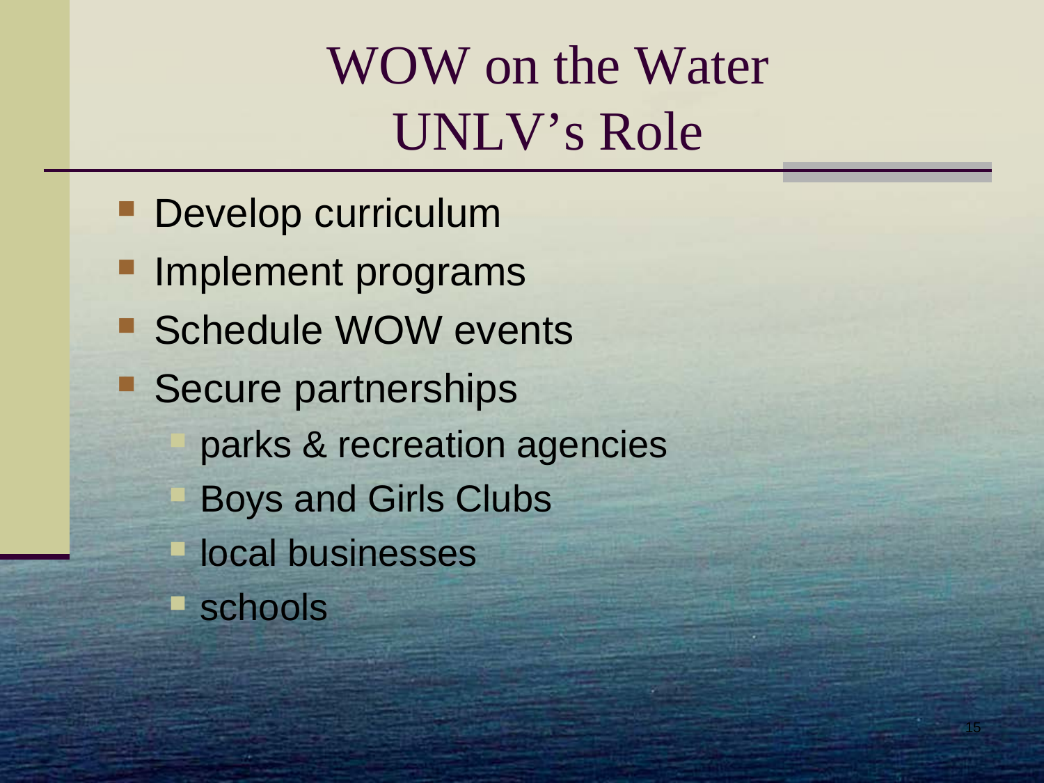# WOW on the Water
# UNLV's Role

- Develop curriculum
- Implement programs
- Schedule WOW events
- Secure partnerships
  - parks & recreation agencies
  - Boys and Girls Clubs
  - local businesses
  - schools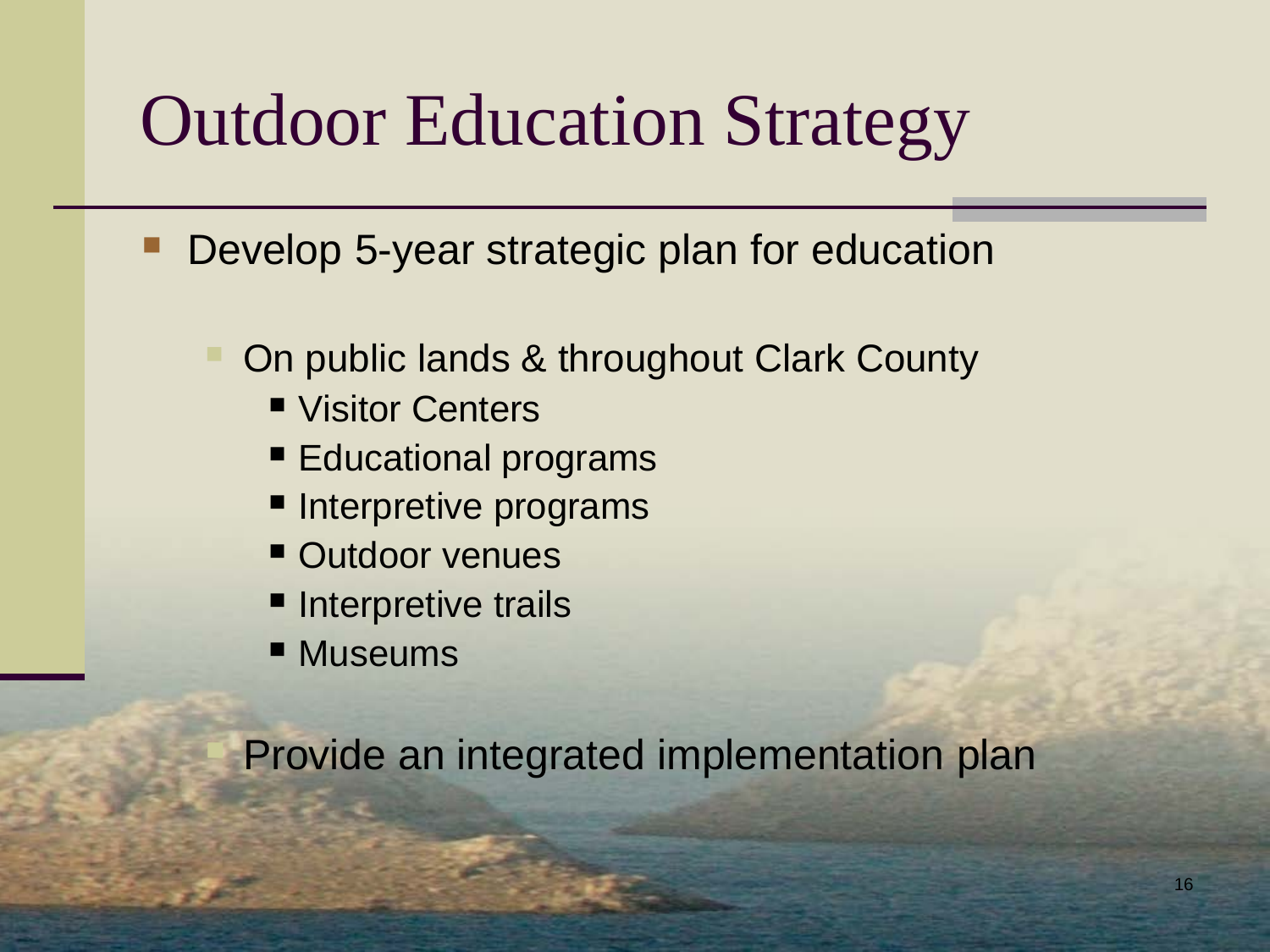# Outdoor Education Strategy

- Develop 5-year strategic plan for education
  - On public lands & throughout Clark County
    - Visitor Centers
    - Educational programs
    - Interpretive programs
    - Outdoor venues
    - Interpretive trails
    - Museums
  - Provide an integrated implementation plan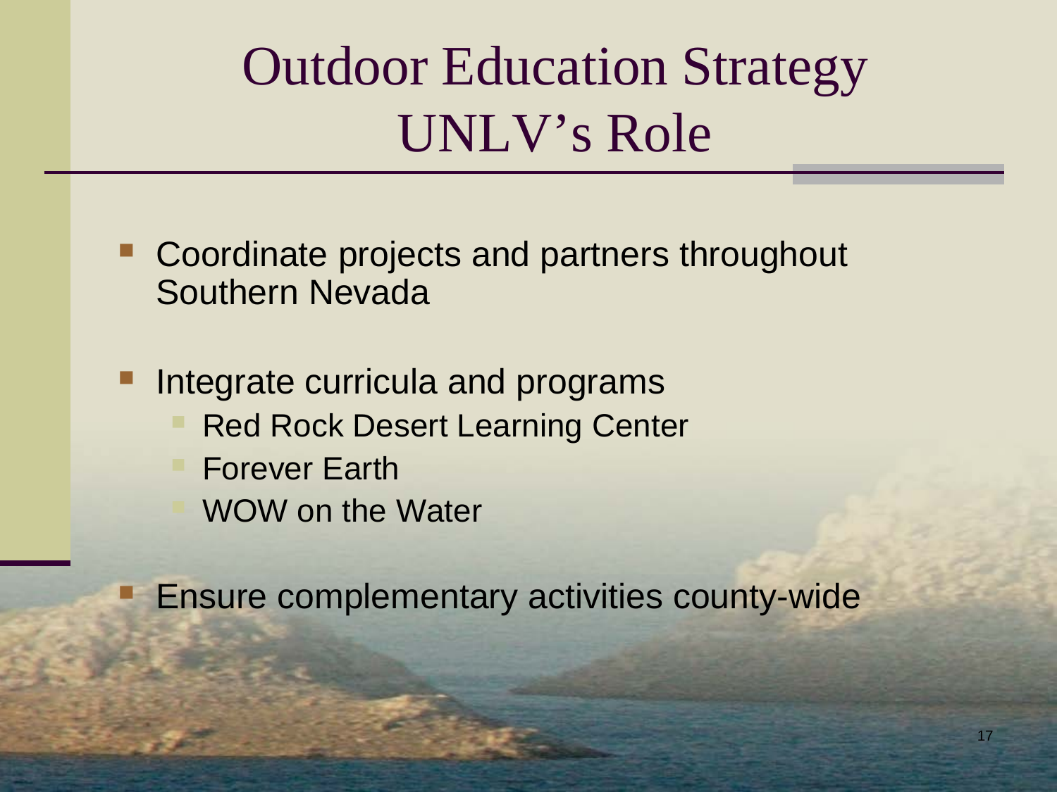# Outdoor Education Strategy UNLV's Role

- Coordinate projects and partners throughout Southern Nevada
- Integrate curricula and programs
  - Red Rock Desert Learning Center
  - Forever Earth
  - WOW on the Water
- Ensure complementary activities county-wide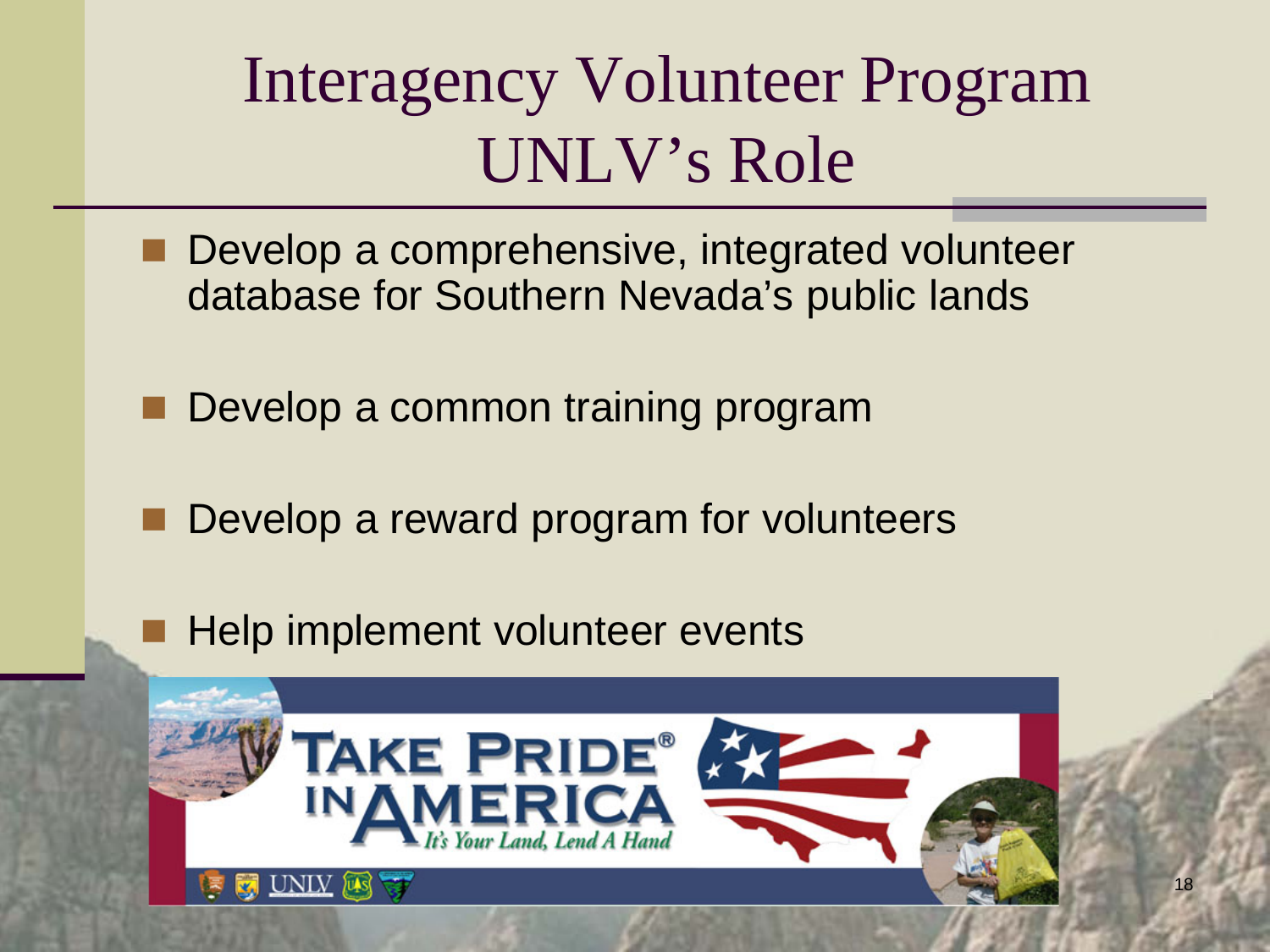# Interagency Volunteer Program UNLV's Role

- Develop a comprehensive, integrated volunteer database for Southern Nevada's public lands
- Develop a common training program
- Develop a reward program for volunteers
- Help implement volunteer events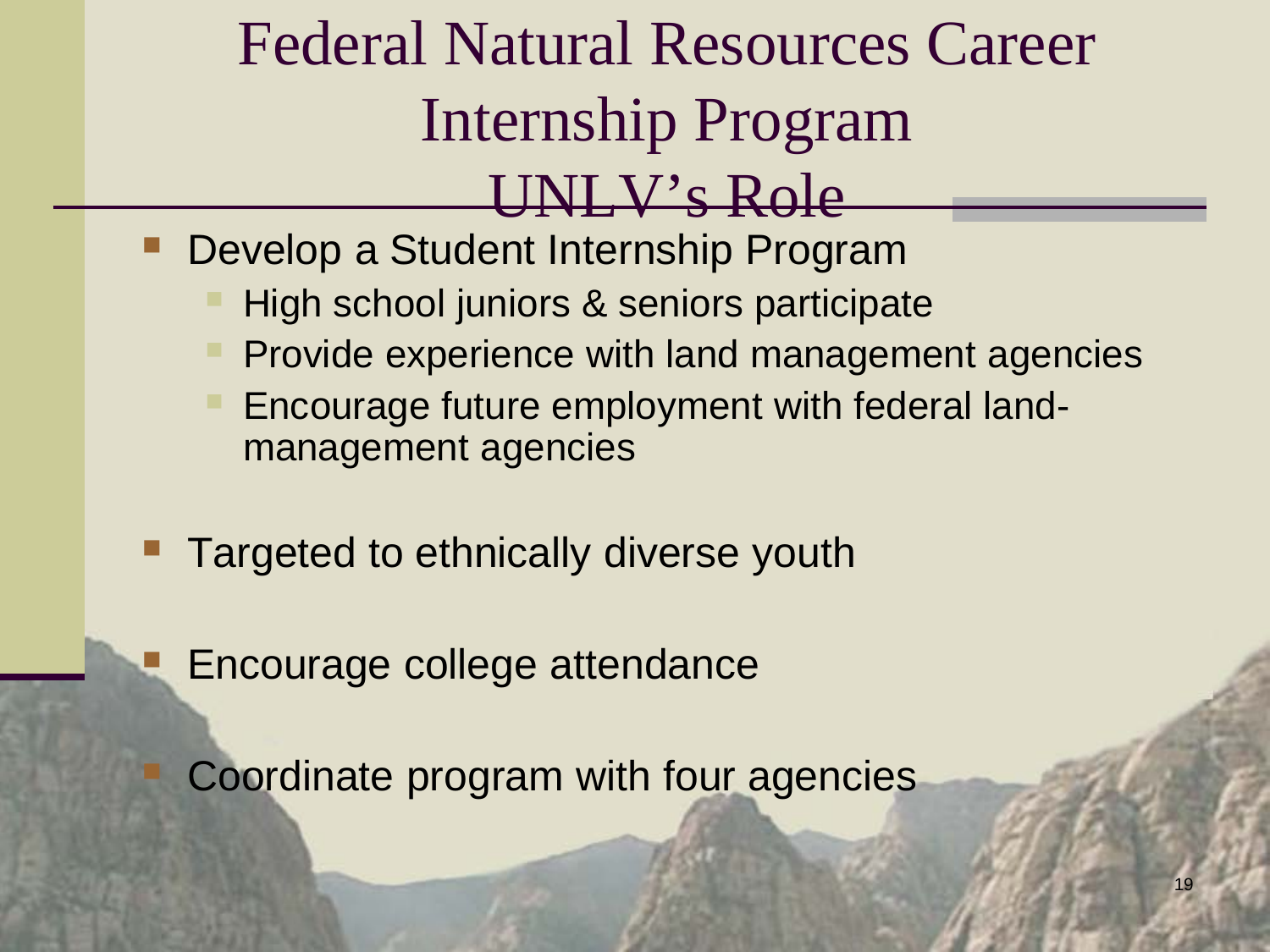# Federal Natural Resources Career Internship Program
## UNLV's Role

- Develop a Student Internship Program
  - High school juniors & seniors participate
  - Provide experience with land management agencies
  - Encourage future employment with federal land-management agencies
- Targeted to ethnically diverse youth
- Encourage college attendance
- Coordinate program with four agencies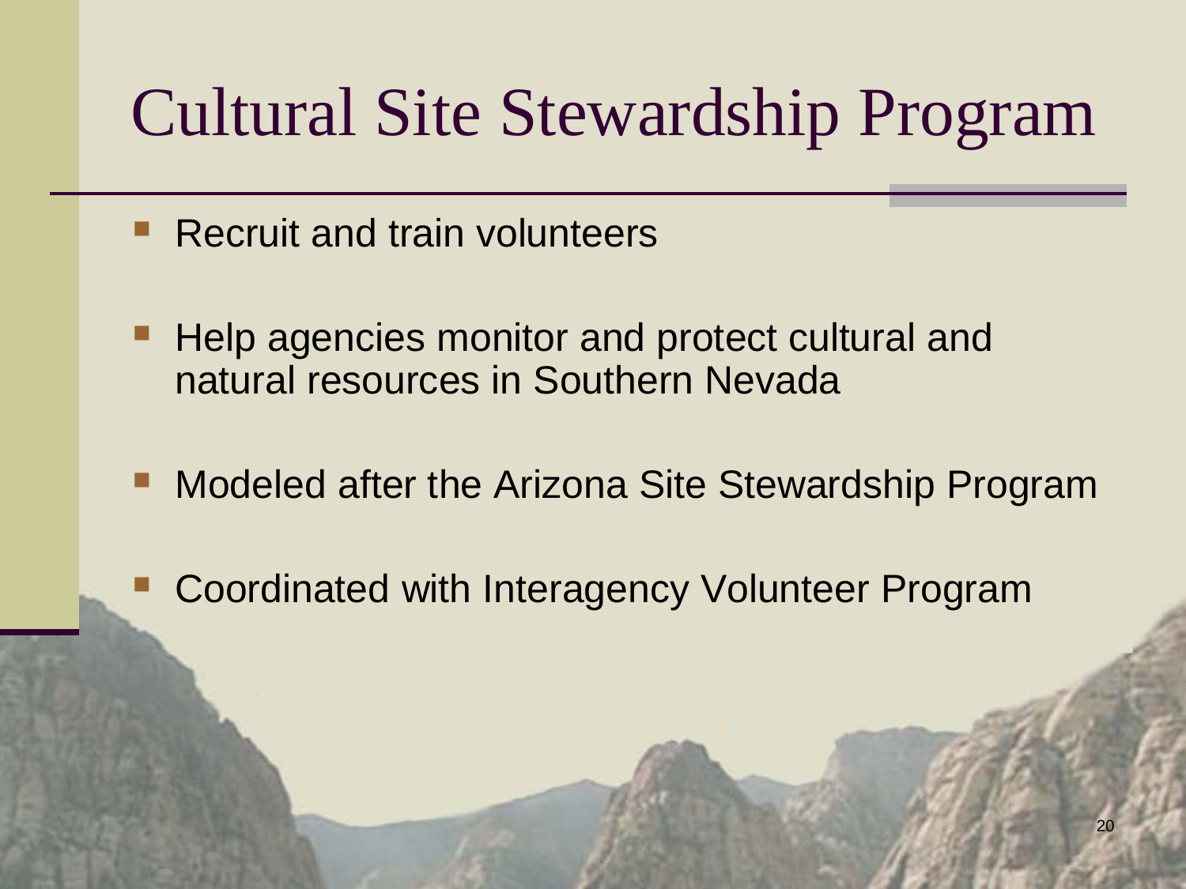# Cultural Site Stewardship Program

- Recruit and train volunteers
- Help agencies monitor and protect cultural and natural resources in Southern Nevada
- Modeled after the Arizona Site Stewardship Program
- Coordinated with Interagency Volunteer Program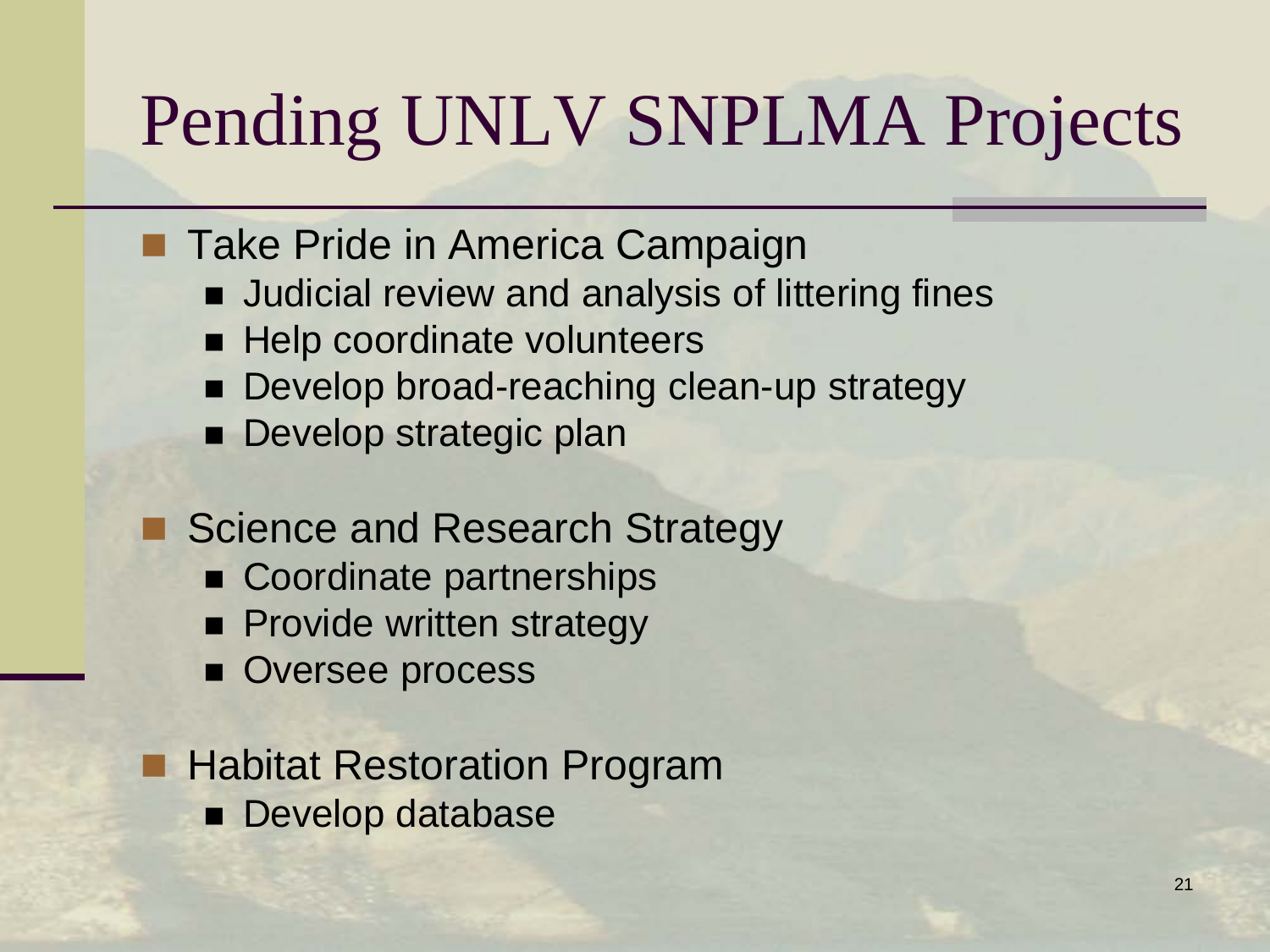# Pending UNLV SNPLMA Projects

- Take Pride in America Campaign
  - Judicial review and analysis of littering fines
  - Help coordinate volunteers
  - Develop broad-reaching clean-up strategy
  - Develop strategic plan
- Science and Research Strategy
  - Coordinate partnerships
  - Provide written strategy
  - Oversee process
- Habitat Restoration Program
  - Develop database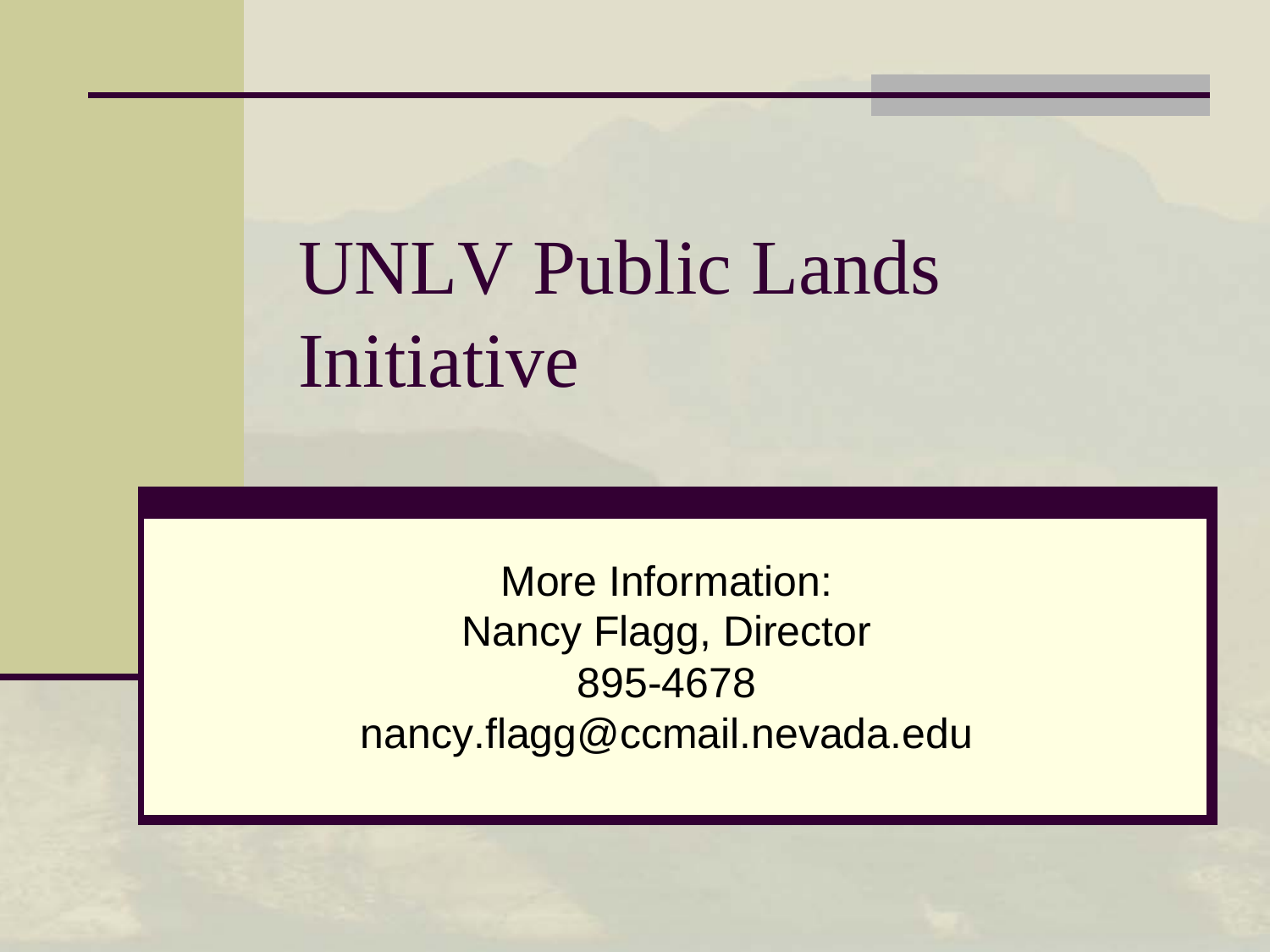# UNLV Public Lands Initiative

More Information:
Nancy Flagg, Director
895-4678
nancy.flagg@ccmail.nevada.edu